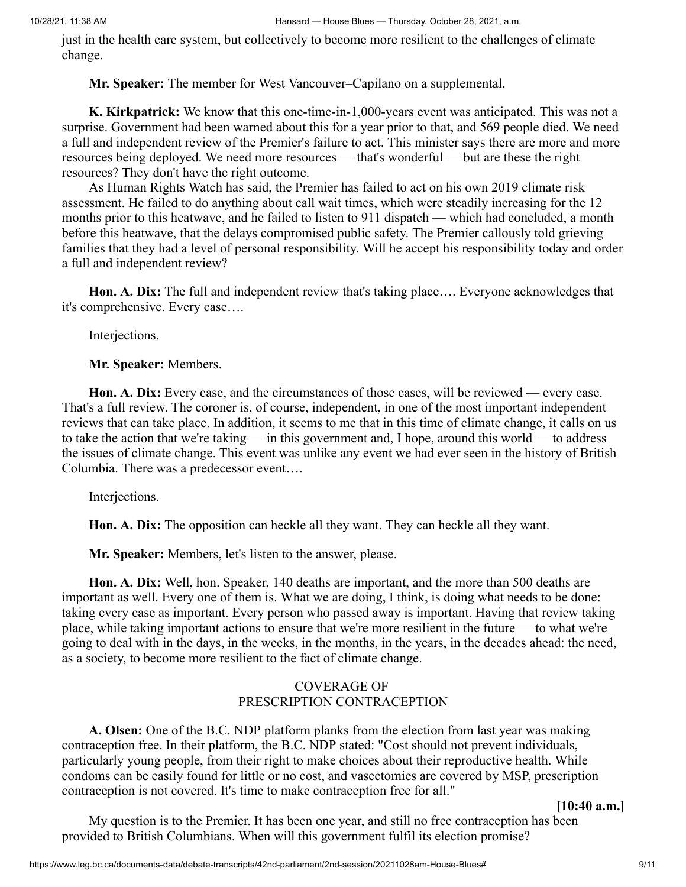just in the health care system, but collectively to become more resilient to the challenges of climate change.

**Mr. Speaker:** The member for West Vancouver–Capilano on a supplemental.

**K. Kirkpatrick:** We know that this one-time-in-1,000-years event was anticipated. This was not a surprise. Government had been warned about this for a year prior to that, and 569 people died. We need a full and independent review of the Premier's failure to act. This minister says there are more and more resources being deployed. We need more resources — that's wonderful — but are these the right resources? They don't have the right outcome.

As Human Rights Watch has said, the Premier has failed to act on his own 2019 climate risk assessment. He failed to do anything about call wait times, which were steadily increasing for the 12 months prior to this heatwave, and he failed to listen to 911 dispatch — which had concluded, a month before this heatwave, that the delays compromised public safety. The Premier callously told grieving families that they had a level of personal responsibility. Will he accept his responsibility today and order a full and independent review?

**Hon. A. Dix:** The full and independent review that's taking place…. Everyone acknowledges that it's comprehensive. Every case….

Interjections.

**Mr. Speaker:** Members.

**Hon. A. Dix:** Every case, and the circumstances of those cases, will be reviewed — every case. That's a full review. The coroner is, of course, independent, in one of the most important independent reviews that can take place. In addition, it seems to me that in this time of climate change, it calls on us to take the action that we're taking — in this government and, I hope, around this world — to address the issues of climate change. This event was unlike any event we had ever seen in the history of British Columbia. There was a predecessor event….

Interjections.

**Hon. A. Dix:** The opposition can heckle all they want. They can heckle all they want.

**Mr. Speaker:** Members, let's listen to the answer, please.

**Hon. A. Dix:** Well, hon. Speaker, 140 deaths are important, and the more than 500 deaths are important as well. Every one of them is. What we are doing, I think, is doing what needs to be done: taking every case as important. Every person who passed away is important. Having that review taking place, while taking important actions to ensure that we're more resilient in the future — to what we're going to deal with in the days, in the weeks, in the months, in the years, in the decades ahead: the need, as a society, to become more resilient to the fact of climate change.

## COVERAGE OF PRESCRIPTION CONTRACEPTION

**A. Olsen:** One of the B.C. NDP platform planks from the election from last year was making contraception free. In their platform, the B.C. NDP stated: "Cost should not prevent individuals, particularly young people, from their right to make choices about their reproductive health. While condoms can be easily found for little or no cost, and vasectomies are covered by MSP, prescription contraception is not covered. It's time to make contraception free for all."

**[10:40 a.m.]**

My question is to the Premier. It has been one year, and still no free contraception has been provided to British Columbians. When will this government fulfil its election promise?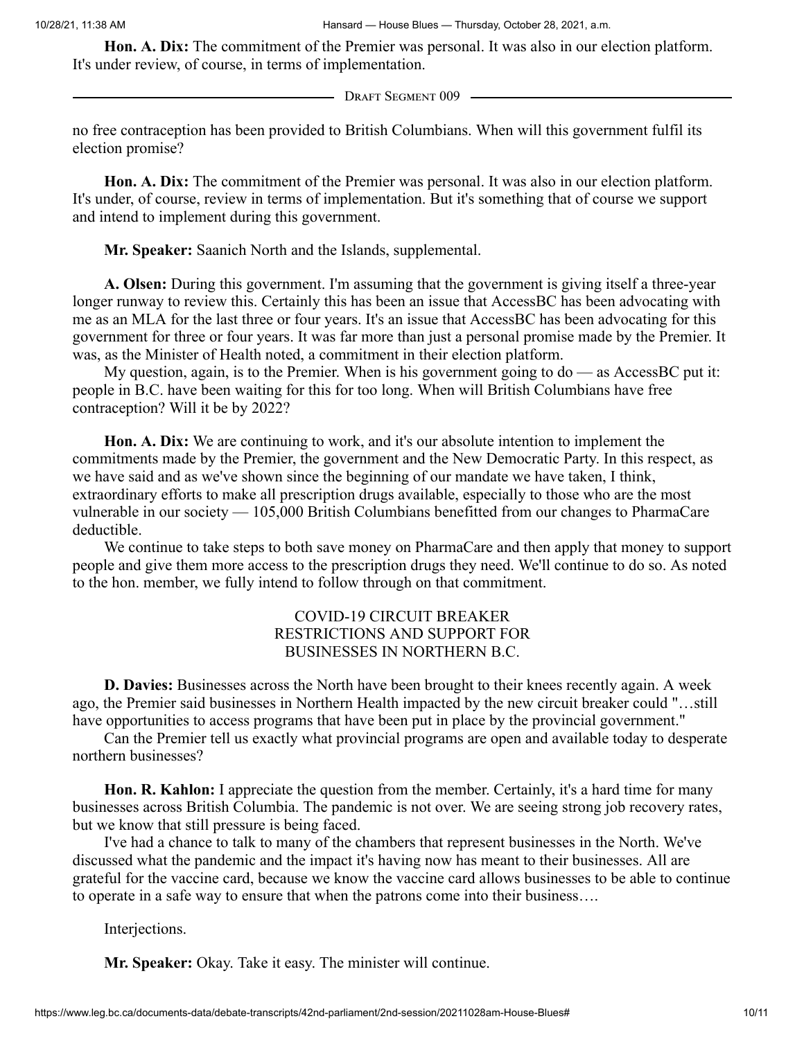**Hon. A. Dix:** The commitment of the Premier was personal. It was also in our election platform. It's under review, of course, in terms of implementation.

Draft Segment 009

no free contraception has been provided to British Columbians. When will this government fulfil its election promise?

**Hon. A. Dix:** The commitment of the Premier was personal. It was also in our election platform. It's under, of course, review in terms of implementation. But it's something that of course we support and intend to implement during this government.

**Mr. Speaker:** Saanich North and the Islands, supplemental.

**A. Olsen:** During this government. I'm assuming that the government is giving itself a three-year longer runway to review this. Certainly this has been an issue that AccessBC has been advocating with me as an MLA for the last three or four years. It's an issue that AccessBC has been advocating for this government for three or four years. It was far more than just a personal promise made by the Premier. It was, as the Minister of Health noted, a commitment in their election platform.

My question, again, is to the Premier. When is his government going to do — as AccessBC put it: people in B.C. have been waiting for this for too long. When will British Columbians have free contraception? Will it be by 2022?

**Hon. A. Dix:** We are continuing to work, and it's our absolute intention to implement the commitments made by the Premier, the government and the New Democratic Party. In this respect, as we have said and as we've shown since the beginning of our mandate we have taken, I think, extraordinary efforts to make all prescription drugs available, especially to those who are the most vulnerable in our society — 105,000 British Columbians benefitted from our changes to PharmaCare deductible.

We continue to take steps to both save money on PharmaCare and then apply that money to support people and give them more access to the prescription drugs they need. We'll continue to do so. As noted to the hon. member, we fully intend to follow through on that commitment.

## COVID-19 CIRCUIT BREAKER RESTRICTIONS AND SUPPORT FOR BUSINESSES IN NORTHERN B.C.

**D. Davies:** Businesses across the North have been brought to their knees recently again. A week ago, the Premier said businesses in Northern Health impacted by the new circuit breaker could "…still have opportunities to access programs that have been put in place by the provincial government."

Can the Premier tell us exactly what provincial programs are open and available today to desperate northern businesses?

**Hon. R. Kahlon:** I appreciate the question from the member. Certainly, it's a hard time for many businesses across British Columbia. The pandemic is not over. We are seeing strong job recovery rates, but we know that still pressure is being faced.

I've had a chance to talk to many of the chambers that represent businesses in the North. We've discussed what the pandemic and the impact it's having now has meant to their businesses. All are grateful for the vaccine card, because we know the vaccine card allows businesses to be able to continue to operate in a safe way to ensure that when the patrons come into their business….

Interjections.

**Mr. Speaker:** Okay. Take it easy. The minister will continue.